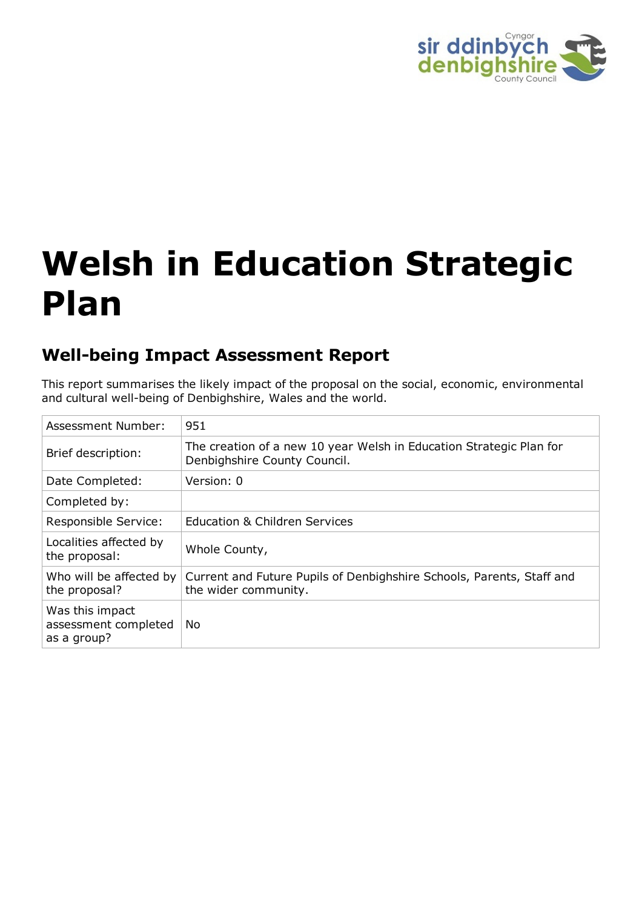# Welsh in Education Strategic Plan

## Well-being Impact Assessment Report

This report summarises the likely impact of the proposal on the social, economic, environmental and cultural well-being of Denbighshire, Wales and the world.

| | |
|---|---|
| Assessment Number: | 951 |
| Brief description: | The creation of a new 10 year Welsh in Education Strategic Plan for Denbighshire County Council. |
| Date Completed: | Version: 0 |
| Completed by: | |
| Responsible Service: | Education & Children Services |
| Localities affected by the proposal: | Whole County, |
| Who will be affected by the proposal? | Current and Future Pupils of Denbighshire Schools, Parents, Staff and the wider community. |
| Was this impact assessment completed as a group? | No |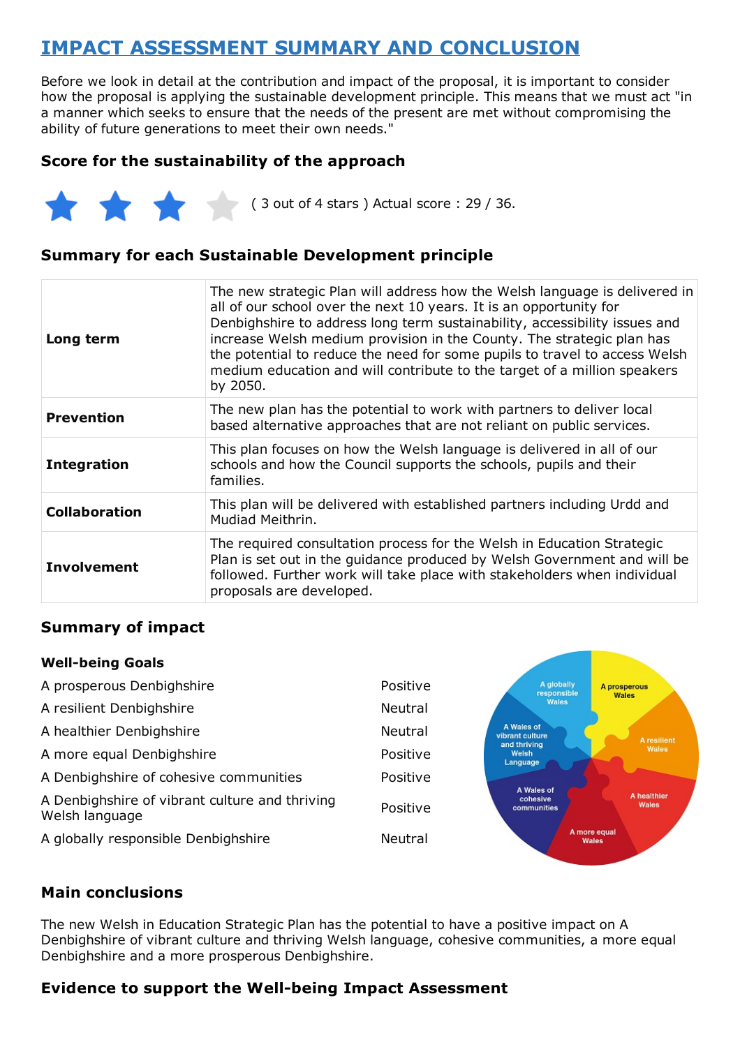# IMPACT ASSESSMENT SUMMARY AND CONCLUSION

Before we look in detail at the contribution and impact of the proposal, it is important to consider how the proposal is applying the sustainable development principle. This means that we must act "in a manner which seeks to ensure that the needs of the present are met without compromising the ability of future generations to meet their own needs."

### Score for the sustainability of the approach

( 3 out of 4 stars ) Actual score : 29 / 36.

### Summary for each Sustainable Development principle

| | |
|---|---|
| **Long term** | The new strategic Plan will address how the Welsh language is delivered in all of our school over the next 10 years. It is an opportunity for Denbighshire to address long term sustainability, accessibility issues and increase Welsh medium provision in the County. The strategic plan has the potential to reduce the need for some pupils to travel to access Welsh medium education and will contribute to the target of a million speakers by 2050. |
| **Prevention** | The new plan has the potential to work with partners to deliver local based alternative approaches that are not reliant on public services. |
| **Integration** | This plan focuses on how the Welsh language is delivered in all of our schools and how the Council supports the schools, pupils and their families. |
| **Collaboration** | This plan will be delivered with established partners including Urdd and Mudiad Meithrin. |
| **Involvement** | The required consultation process for the Welsh in Education Strategic Plan is set out in the guidance produced by Welsh Government and will be followed. Further work will take place with stakeholders when individual proposals are developed. |

### Summary of impact

**Well-being Goals**

| | |
|---|---|
| A prosperous Denbighshire | Positive |
| A resilient Denbighshire | Neutral |
| A healthier Denbighshire | Neutral |
| A more equal Denbighshire | Positive |
| A Denbighshire of cohesive communities | Positive |
| A Denbighshire of vibrant culture and thriving Welsh language | Positive |
| A globally responsible Denbighshire | Neutral |

A globally responsible Wales
A prosperous Wales
A resilient Wales
A healthier Wales
A more equal Wales
A Wales of cohesive communities
A Wales of vibrant culture and thriving Welsh Language

### Main conclusions

The new Welsh in Education Strategic Plan has the potential to have a positive impact on A Denbighshire of vibrant culture and thriving Welsh language, cohesive communities, a more equal Denbighshire and a more prosperous Denbighshire.

### Evidence to support the Well-being Impact Assessment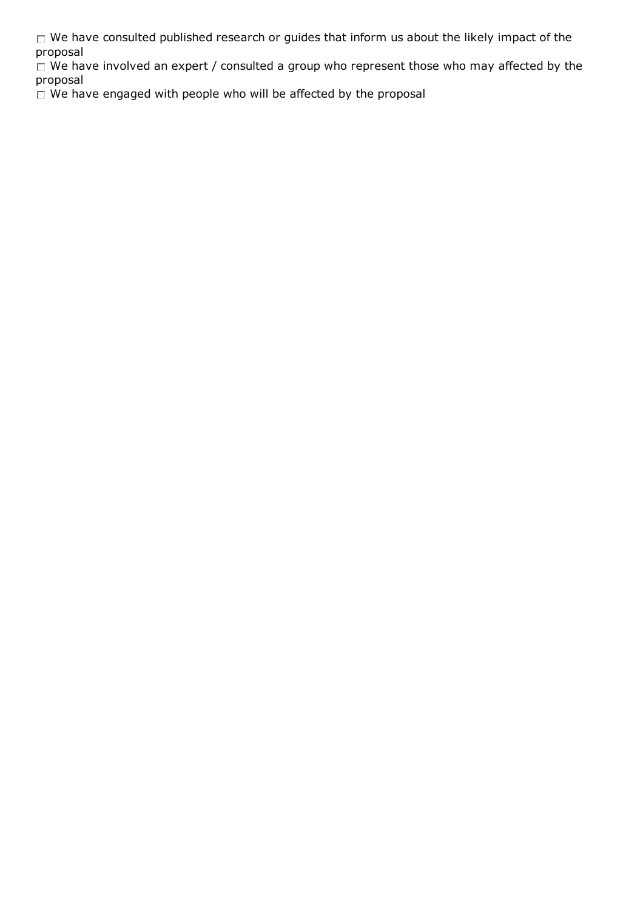- [ ] We have consulted published research or guides that inform us about the likely impact of the proposal
- [ ] We have involved an expert / consulted a group who represent those who may affected by the proposal
- [ ] We have engaged with people who will be affected by the proposal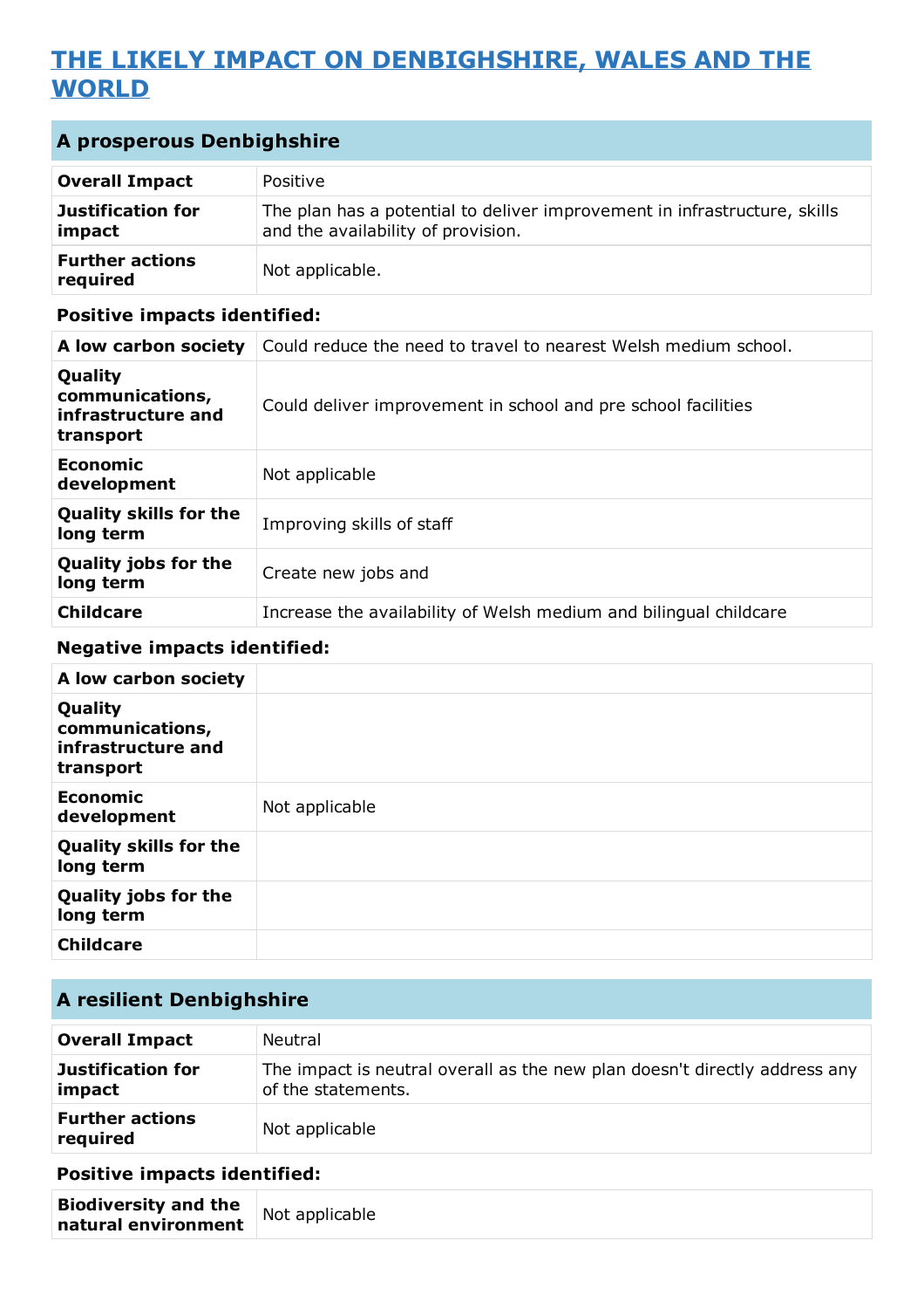## THE LIKELY IMPACT ON DENBIGHSHIRE, WALES AND THE WORLD

### A prosperous Denbighshire

| | |
|---|---|
| **Overall Impact** | Positive |
| **Justification for impact** | The plan has a potential to deliver improvement in infrastructure, skills and the availability of provision. |
| **Further actions required** | Not applicable. |

**Positive impacts identified:**

| | |
|---|---|
| **A low carbon society** | Could reduce the need to travel to nearest Welsh medium school. |
| **Quality communications, infrastructure and transport** | Could deliver improvement in school and pre school facilities |
| **Economic development** | Not applicable |
| **Quality skills for the long term** | Improving skills of staff |
| **Quality jobs for the long term** | Create new jobs and |
| **Childcare** | Increase the availability of Welsh medium and bilingual childcare |

**Negative impacts identified:**

| | |
|---|---|
| **A low carbon society** | |
| **Quality communications, infrastructure and transport** | |
| **Economic development** | Not applicable |
| **Quality skills for the long term** | |
| **Quality jobs for the long term** | |
| **Childcare** | |

### A resilient Denbighshire

| | |
|---|---|
| **Overall Impact** | Neutral |
| **Justification for impact** | The impact is neutral overall as the new plan doesn't directly address any of the statements. |
| **Further actions required** | Not applicable |

**Positive impacts identified:**

| | |
|---|---|
| **Biodiversity and the natural environment** | Not applicable |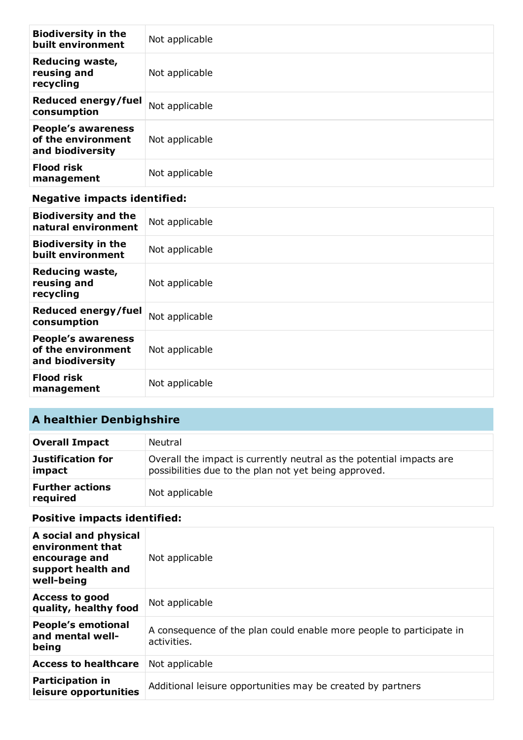| | |
|---|---|
| **Biodiversity in the built environment** | Not applicable |
| **Reducing waste, reusing and recycling** | Not applicable |
| **Reduced energy/fuel consumption** | Not applicable |
| **People's awareness of the environment and biodiversity** | Not applicable |
| **Flood risk management** | Not applicable |

### Negative impacts identified:

| | |
|---|---|
| **Biodiversity and the natural environment** | Not applicable |
| **Biodiversity in the built environment** | Not applicable |
| **Reducing waste, reusing and recycling** | Not applicable |
| **Reduced energy/fuel consumption** | Not applicable |
| **People's awareness of the environment and biodiversity** | Not applicable |
| **Flood risk management** | Not applicable |

## A healthier Denbighshire

| | |
|---|---|
| **Overall Impact** | Neutral |
| **Justification for impact** | Overall the impact is currently neutral as the potential impacts are possibilities due to the plan not yet being approved. |
| **Further actions required** | Not applicable |

### Positive impacts identified:

| | |
|---|---|
| **A social and physical environment that encourage and support health and well-being** | Not applicable |
| **Access to good quality, healthy food** | Not applicable |
| **People's emotional and mental well-being** | A consequence of the plan could enable more people to participate in activities. |
| **Access to healthcare** | Not applicable |
| **Participation in leisure opportunities** | Additional leisure opportunities may be created by partners |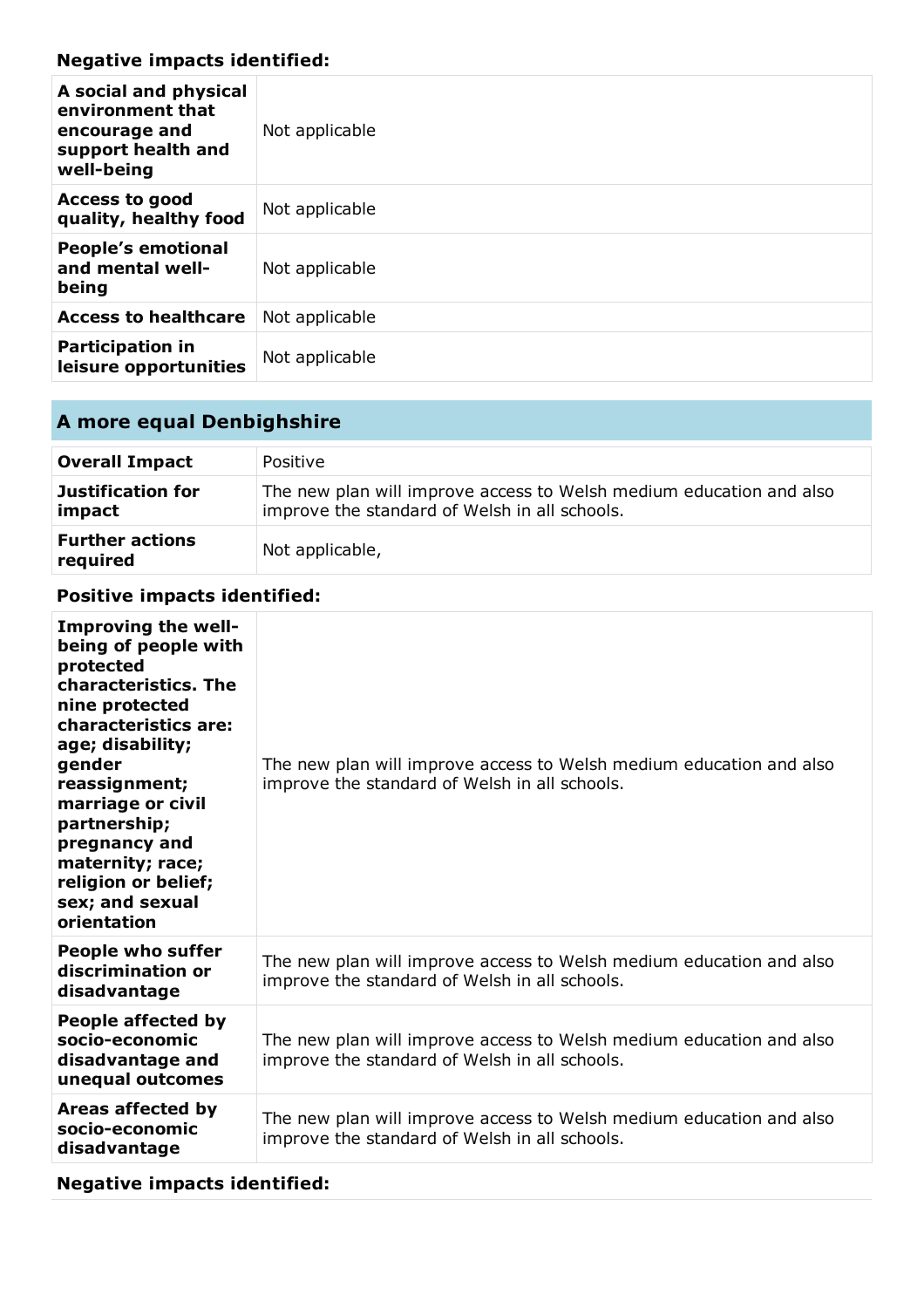**Negative impacts identified:**

| | |
|---|---|
| **A social and physical environment that encourage and support health and well-being** | Not applicable |
| **Access to good quality, healthy food** | Not applicable |
| **People's emotional and mental well-being** | Not applicable |
| **Access to healthcare** | Not applicable |
| **Participation in leisure opportunities** | Not applicable |

## A more equal Denbighshire

| | |
|---|---|
| **Overall Impact** | Positive |
| **Justification for impact** | The new plan will improve access to Welsh medium education and also improve the standard of Welsh in all schools. |
| **Further actions required** | Not applicable, |

**Positive impacts identified:**

| | |
|---|---|
| **Improving the well-being of people with protected characteristics. The nine protected characteristics are: age; disability; gender reassignment; marriage or civil partnership; pregnancy and maternity; race; religion or belief; sex; and sexual orientation** | The new plan will improve access to Welsh medium education and also improve the standard of Welsh in all schools. |
| **People who suffer discrimination or disadvantage** | The new plan will improve access to Welsh medium education and also improve the standard of Welsh in all schools. |
| **People affected by socio-economic disadvantage and unequal outcomes** | The new plan will improve access to Welsh medium education and also improve the standard of Welsh in all schools. |
| **Areas affected by socio-economic disadvantage** | The new plan will improve access to Welsh medium education and also improve the standard of Welsh in all schools. |

**Negative impacts identified:**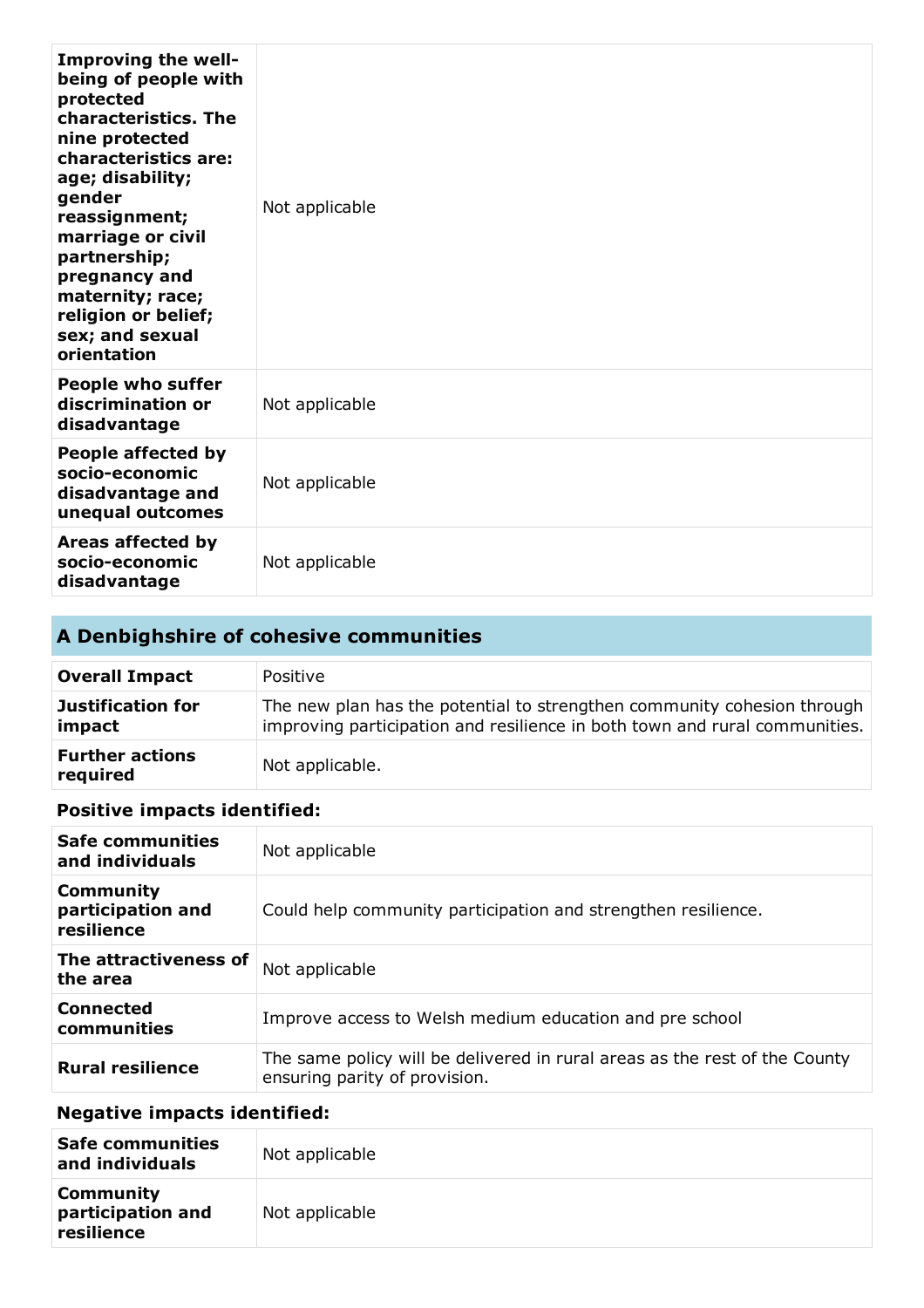| | |
|---|---|
| **Improving the well-being of people with protected characteristics. The nine protected characteristics are: age; disability; gender reassignment; marriage or civil partnership; pregnancy and maternity; race; religion or belief; sex; and sexual orientation** | Not applicable |
| **People who suffer discrimination or disadvantage** | Not applicable |
| **People affected by socio-economic disadvantage and unequal outcomes** | Not applicable |
| **Areas affected by socio-economic disadvantage** | Not applicable |

## A Denbighshire of cohesive communities

| | |
|---|---|
| **Overall Impact** | Positive |
| **Justification for impact** | The new plan has the potential to strengthen community cohesion through improving participation and resilience in both town and rural communities. |
| **Further actions required** | Not applicable. |

### Positive impacts identified:

| | |
|---|---|
| **Safe communities and individuals** | Not applicable |
| **Community participation and resilience** | Could help community participation and strengthen resilience. |
| **The attractiveness of the area** | Not applicable |
| **Connected communities** | Improve access to Welsh medium education and pre school |
| **Rural resilience** | The same policy will be delivered in rural areas as the rest of the County ensuring parity of provision. |

### Negative impacts identified:

| | |
|---|---|
| **Safe communities and individuals** | Not applicable |
| **Community participation and resilience** | Not applicable |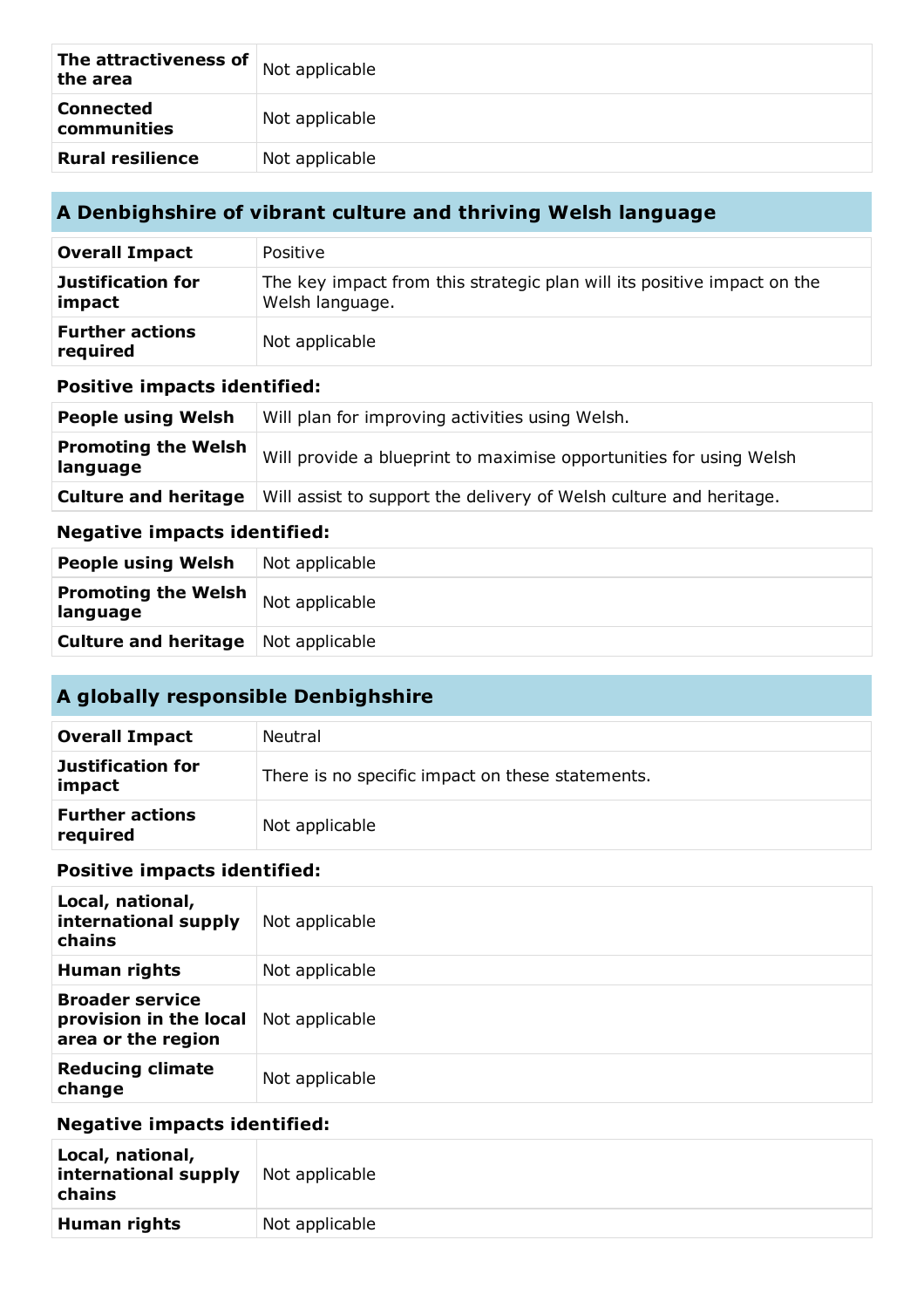| | |
|---|---|
| **The attractiveness of the area** | Not applicable |
| **Connected communities** | Not applicable |
| **Rural resilience** | Not applicable |

## A Denbighshire of vibrant culture and thriving Welsh language

| | |
|---|---|
| **Overall Impact** | Positive |
| **Justification for impact** | The key impact from this strategic plan will its positive impact on the Welsh language. |
| **Further actions required** | Not applicable |

### Positive impacts identified:

| | |
|---|---|
| **People using Welsh** | Will plan for improving activities using Welsh. |
| **Promoting the Welsh language** | Will provide a blueprint to maximise opportunities for using Welsh |
| **Culture and heritage** | Will assist to support the delivery of Welsh culture and heritage. |

### Negative impacts identified:

| | |
|---|---|
| **People using Welsh** | Not applicable |
| **Promoting the Welsh language** | Not applicable |
| **Culture and heritage** | Not applicable |

## A globally responsible Denbighshire

| | |
|---|---|
| **Overall Impact** | Neutral |
| **Justification for impact** | There is no specific impact on these statements. |
| **Further actions required** | Not applicable |

### Positive impacts identified:

| | |
|---|---|
| **Local, national, international supply chains** | Not applicable |
| **Human rights** | Not applicable |
| **Broader service provision in the local area or the region** | Not applicable |
| **Reducing climate change** | Not applicable |

### Negative impacts identified:

| | |
|---|---|
| **Local, national, international supply chains** | Not applicable |
| **Human rights** | Not applicable |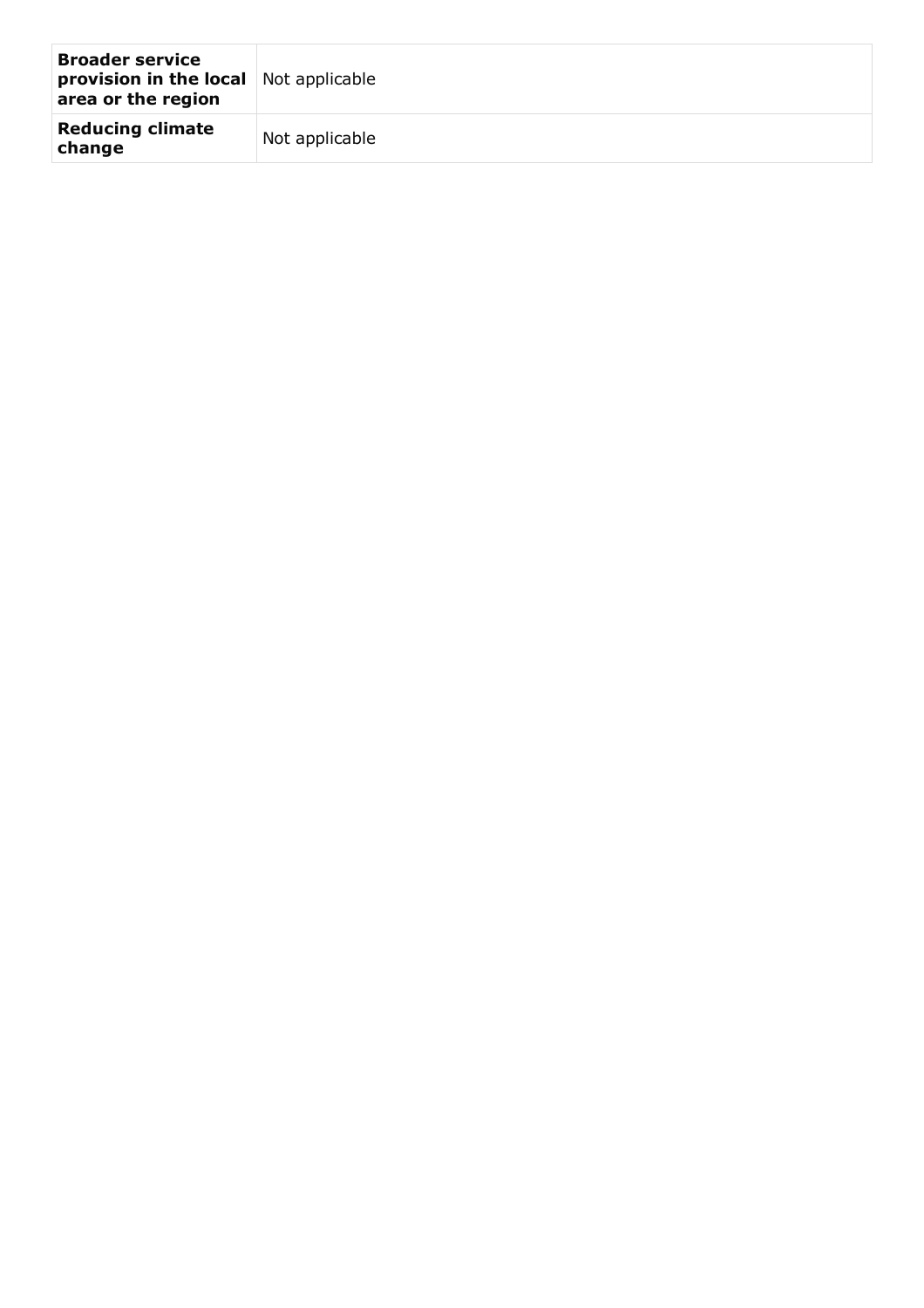| | |
|---|---|
| **Broader service provision in the local area or the region** | Not applicable |
| **Reducing climate change** | Not applicable |